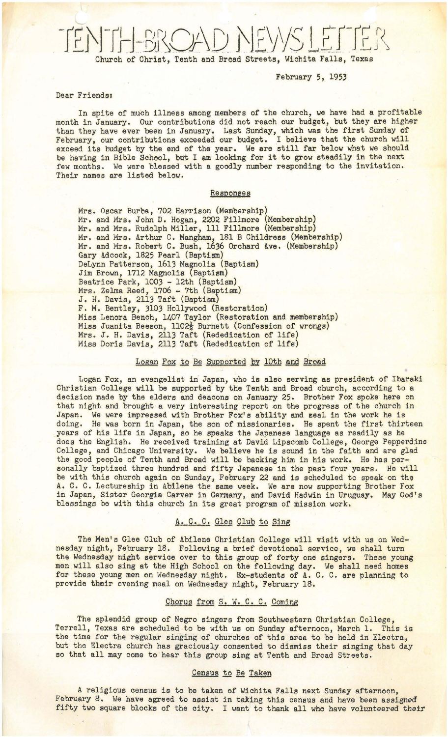# TENTH-BROAD NEWSLETTER

Church of Christ, Tenth and Broad Streets, Wichita Falls, Texas

February 5, 1953

Dear Friends:

In spite of much illness among members of the church, we have had a profitable month in January. Our contributions did not reach our budget, but they are higher than they have ever been in January. Last Sunday, which was the first Sunday of February, our contributions exceeded our budget. I believe that the church will exceed its budget by the end of the year. We are still far below what we should be having in Bible School, but I am looking for it to grow steadily in the next few months. We were blessed with a goodly number responding to the invitation. Their names are listed below.

## Responses

Mrs. Oscar Burba, 702 Harrison (Membership)
Mr. and Mrs. John D. Hogan, 2202 Fillmore (Membership)
Mr. and Mrs. Rudolph Miller, 111 Fillmore (Membership)
Mr. and Mrs. Arthur C. Mangham, 181 B Childress (Membership)
Mr. and Mrs. Robert C. Bush, 1636 Orchard Ave. (Membership)
Gary Adcock, 1825 Pearl (Baptism)
DeLynn Patterson, 1613 Magnolia (Baptism)
Jim Brown, 1712 Magnolia (Baptism)
Beatrice Park, 1003 - 12th (Baptism)
Mrs. Zelma Reed, 1706 - 7th (Baptism)
J. H. Davis, 2113 Taft (Baptism)
F. M. Bentley, 3103 Hollywood (Restoration)
Miss Lenora Bench, 1407 Taylor (Restoration and membership)
Miss Juanita Beeson, 1102½ Burnett (Confession of wrongs)
Mrs. J. H. Davis, 2113 Taft (Rededication of life)
Miss Doris Davis, 2113 Taft (Rededication of life)

## Logan Fox to Be Supported by 10th and Broad

Logan Fox, an evangelist in Japan, who is also serving as president of Ibaraki Christian College will be supported by the Tenth and Broad church, according to a decision made by the elders and deacons on January 25. Brother Fox spoke here on that night and brought a very interesting report on the progress of the church in Japan. We were impressed with Brother Fox's ability and zeal in the work he is doing. He was born in Japan, the son of missionaries. He spent the first thirteen years of his life in Japan, so he speaks the Japanese language as readily as he does the English. He received training at David Lipscomb College, George Pepperdine College, and Chicago University. We believe he is sound in the faith and are glad the good people of Tenth and Broad will be backing him in his work. He has personally baptized three hundred and fifty Japanese in the past four years. He will be with this church again on Sunday, February 22 and is scheduled to speak on the A. C. C. Lectureship in Abilene the same week. We are now supporting Brother Fox in Japan, Sister Georgia Carver in Germany, and David Hadwin in Uruguay. May God's blessings be with this church in its great program of mission work.

## A. C. C. Glee Club to Sing

The Men's Glee Club of Abilene Christian College will visit with us on Wednesday night, February 18. Following a brief devotional service, we shall turn the Wednesday night service over to this group of forty one singers. These young men will also sing at the High School on the following day. We shall need homes for these young men on Wednesday night. Ex-students of A. C. C. are planning to provide their evening meal on Wednesday night, February 18.

## Chorus from S. W. C. C. Coming

The splendid group of Negro singers from Southwestern Christian College, Terrell, Texas are scheduled to be with us on Sunday afternoon, March 1. This is the time for the regular singing of churches of this area to be held in Electra, but the Electra church has graciously consented to dismiss their singing that day so that all may come to hear this group sing at Tenth and Broad Streets.

## Census to Be Taken

A religious census is to be taken of Wichita Falls next Sunday afternoon, February 8. We have agreed to assist in taking this census and have been assigned fifty two square blocks of the city. I want to thank all who have volunteered their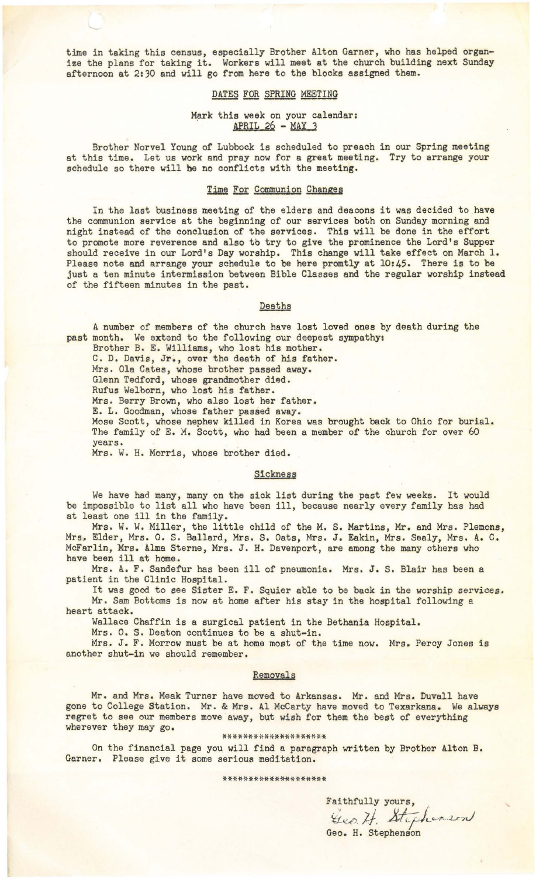time in taking this census, especially Brother Alton Garner, who has helped organize the plans for taking it. Workers will meet at the church building next Sunday afternoon at 2:30 and will go from here to the blocks assigned them.

## DATES FOR SPRING MEETING

Mark this week on your calendar:
APRIL 26 - MAY 3

Brother Norvel Young of Lubbock is scheduled to preach in our Spring meeting at this time. Let us work and pray now for a great meeting. Try to arrange your schedule so there will be no conflicts with the meeting.

## Time For Communion Changes

In the last business meeting of the elders and deacons it was decided to have the communion service at the beginning of our services both on Sunday morning and night instead of the conclusion of the services. This will be done in the effort to promote more reverence and also to try to give the prominence the Lord's Supper should receive in our Lord's Day worship. This change will take effect on March 1. Please note and arrange your schedule to be here promtly at 10:45. There is to be just a ten minute intermission between Bible Classes and the regular worship instead of the fifteen minutes in the past.

## Deaths

A number of members of the church have lost loved ones by death during the past month. We extend to the following our deepest sympathy:

Brother B. E. Williams, who lost his mother.
C. D. Davis, Jr., over the death of his father.
Mrs. Ola Cates, whose brother passed away.
Glenn Tedford, whose grandmother died.
Rufus Welborn, who lost his father.
Mrs. Berry Brown, who also lost her father.
E. L. Goodman, whose father passed away.
Mose Scott, whose nephew killed in Korea was brought back to Ohio for burial.
The family of E. M. Scott, who had been a member of the church for over 60 years.
Mrs. W. H. Morris, whose brother died.

## Sickness

We have had many, many on the sick list during the past few weeks. It would be impossible to list all who have been ill, because nearly every family has had at least one ill in the family.

Mrs. W. W. Miller, the little child of the M. S. Martins, Mr. and Mrs. Plemons, Mrs. Elder, Mrs. O. S. Ballard, Mrs. S. Oats, Mrs. J. Eakin, Mrs. Sealy, Mrs. A. C. McFarlin, Mrs. Alma Sterne, Mrs. J. H. Davenport, are among the many others who have been ill at home.

Mrs. A. F. Sandefur has been ill of pneumonia. Mrs. J. S. Blair has been a patient in the Clinic Hospital.

It was good to see Sister E. F. Squier able to be back in the worship services.

Mr. Sam Bottoms is now at home after his stay in the hospital following a heart attack.

Wallace Chaffin is a surgical patient in the Bethania Hospital.

Mrs. O. S. Deaton continues to be a shut-in.

Mrs. J. F. Morrow must be at home most of the time now. Mrs. Percy Jones is another shut-in we should remember.

## Removals

Mr. and Mrs. Meak Turner have moved to Arkansas. Mr. and Mrs. Duvall have gone to College Station. Mr. & Mrs. Al McCarty have moved to Texarkana. We always regret to see our members move away, but wish for them the best of everything wherever they may go.

*******************

On the financial page you will find a paragraph written by Brother Alton B. Garner. Please give it some serious meditation.

*******************

Faithfully yours,

Geo. H. Stephenson

Geo. H. Stephenson